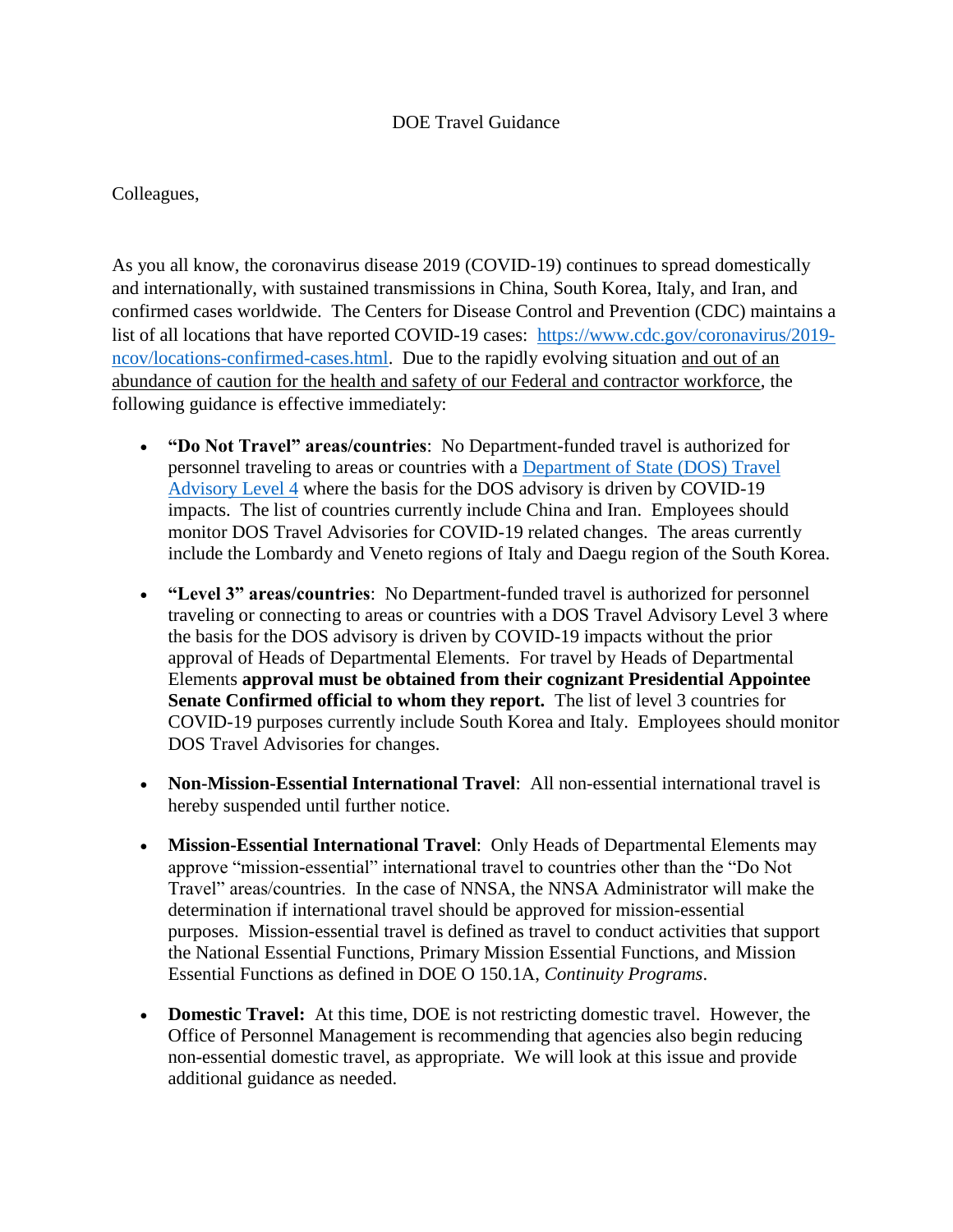# DOE Travel Guidance

Colleagues,

As you all know, the coronavirus disease 2019 (COVID-19) continues to spread domestically and internationally, with sustained transmissions in China, South Korea, Italy, and Iran, and confirmed cases worldwide. The Centers for Disease Control and Prevention (CDC) maintains a list of all locations that have reported COVID-19 cases: [https://www.cdc.gov/coronavirus/2019-ncov/locations-confirmed-cases.html](https://www.cdc.gov/coronavirus/2019-ncov/locations-confirmed-cases.html). Due to the rapidly evolving situation and out of an abundance of caution for the health and safety of our Federal and contractor workforce, the following guidance is effective immediately:

- **"Do Not Travel" areas/countries**: No Department-funded travel is authorized for personnel traveling to areas or countries with a [Department of State (DOS) Travel Advisory Level 4](#) where the basis for the DOS advisory is driven by COVID-19 impacts. The list of countries currently include China and Iran. Employees should monitor DOS Travel Advisories for COVID-19 related changes. The areas currently include the Lombardy and Veneto regions of Italy and Daegu region of the South Korea.

- **"Level 3" areas/countries**: No Department-funded travel is authorized for personnel traveling or connecting to areas or countries with a DOS Travel Advisory Level 3 where the basis for the DOS advisory is driven by COVID-19 impacts without the prior approval of Heads of Departmental Elements. For travel by Heads of Departmental Elements **approval must be obtained from their cognizant Presidential Appointee Senate Confirmed official to whom they report.** The list of level 3 countries for COVID-19 purposes currently include South Korea and Italy. Employees should monitor DOS Travel Advisories for changes.

- **Non-Mission-Essential International Travel**: All non-essential international travel is hereby suspended until further notice.

- **Mission-Essential International Travel**: Only Heads of Departmental Elements may approve "mission-essential" international travel to countries other than the "Do Not Travel" areas/countries. In the case of NNSA, the NNSA Administrator will make the determination if international travel should be approved for mission-essential purposes. Mission-essential travel is defined as travel to conduct activities that support the National Essential Functions, Primary Mission Essential Functions, and Mission Essential Functions as defined in DOE O 150.1A, *Continuity Programs*.

- **Domestic Travel:** At this time, DOE is not restricting domestic travel. However, the Office of Personnel Management is recommending that agencies also begin reducing non-essential domestic travel, as appropriate. We will look at this issue and provide additional guidance as needed.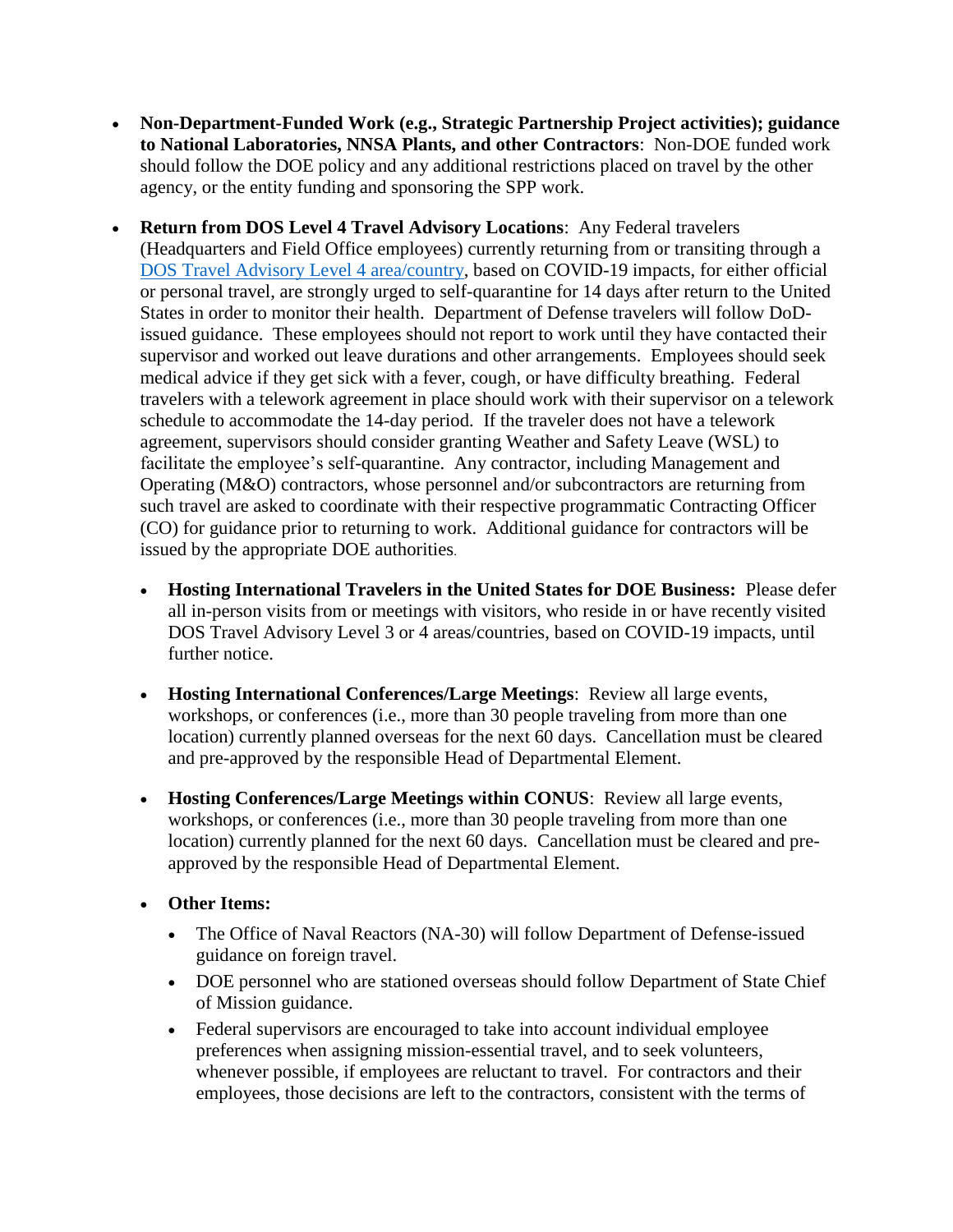- **Non-Department-Funded Work (e.g., Strategic Partnership Project activities); guidance to National Laboratories, NNSA Plants, and other Contractors**: Non-DOE funded work should follow the DOE policy and any additional restrictions placed on travel by the other agency, or the entity funding and sponsoring the SPP work.

- **Return from DOS Level 4 Travel Advisory Locations**: Any Federal travelers (Headquarters and Field Office employees) currently returning from or transiting through a [DOS Travel Advisory Level 4 area/country](), based on COVID-19 impacts, for either official or personal travel, are strongly urged to self-quarantine for 14 days after return to the United States in order to monitor their health. Department of Defense travelers will follow DoD-issued guidance. These employees should not report to work until they have contacted their supervisor and worked out leave durations and other arrangements. Employees should seek medical advice if they get sick with a fever, cough, or have difficulty breathing. Federal travelers with a telework agreement in place should work with their supervisor on a telework schedule to accommodate the 14-day period. If the traveler does not have a telework agreement, supervisors should consider granting Weather and Safety Leave (WSL) to facilitate the employee's self-quarantine. Any contractor, including Management and Operating (M&O) contractors, whose personnel and/or subcontractors are returning from such travel are asked to coordinate with their respective programmatic Contracting Officer (CO) for guidance prior to returning to work. Additional guidance for contractors will be issued by the appropriate DOE authorities.

  - **Hosting International Travelers in the United States for DOE Business:** Please defer all in-person visits from or meetings with visitors, who reside in or have recently visited DOS Travel Advisory Level 3 or 4 areas/countries, based on COVID-19 impacts, until further notice.

  - **Hosting International Conferences/Large Meetings**: Review all large events, workshops, or conferences (i.e., more than 30 people traveling from more than one location) currently planned overseas for the next 60 days. Cancellation must be cleared and pre-approved by the responsible Head of Departmental Element.

  - **Hosting Conferences/Large Meetings within CONUS**: Review all large events, workshops, or conferences (i.e., more than 30 people traveling from more than one location) currently planned for the next 60 days. Cancellation must be cleared and pre-approved by the responsible Head of Departmental Element.

  - **Other Items:**

    - The Office of Naval Reactors (NA-30) will follow Department of Defense-issued guidance on foreign travel.
    - DOE personnel who are stationed overseas should follow Department of State Chief of Mission guidance.
    - Federal supervisors are encouraged to take into account individual employee preferences when assigning mission-essential travel, and to seek volunteers, whenever possible, if employees are reluctant to travel. For contractors and their employees, those decisions are left to the contractors, consistent with the terms of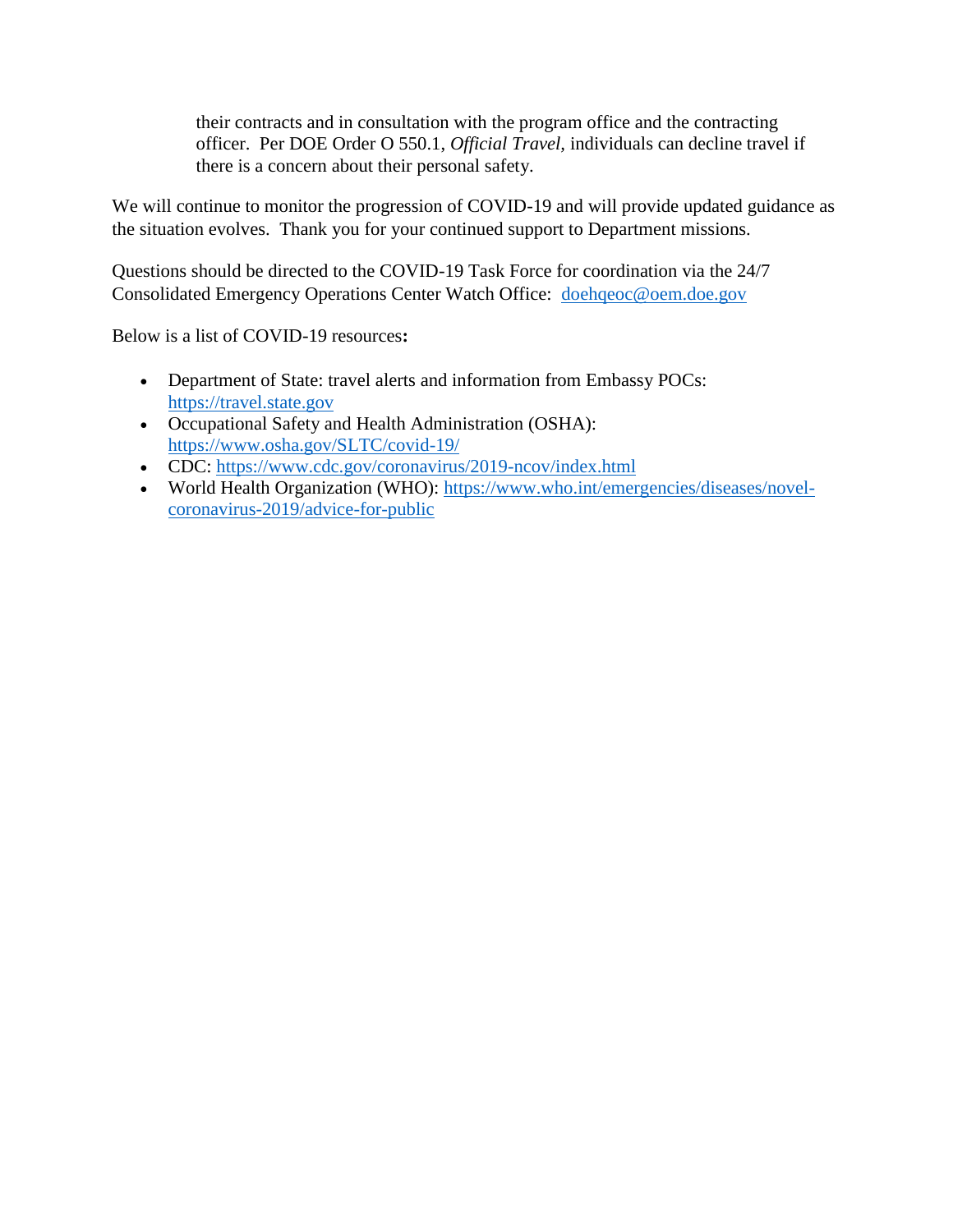their contracts and in consultation with the program office and the contracting officer. Per DOE Order O 550.1, *Official Travel*, individuals can decline travel if there is a concern about their personal safety.

We will continue to monitor the progression of COVID-19 and will provide updated guidance as the situation evolves. Thank you for your continued support to Department missions.

Questions should be directed to the COVID-19 Task Force for coordination via the 24/7 Consolidated Emergency Operations Center Watch Office: doehqeoc@oem.doe.gov

Below is a list of COVID-19 resources**:**

- Department of State: travel alerts and information from Embassy POCs: https://travel.state.gov
- Occupational Safety and Health Administration (OSHA): https://www.osha.gov/SLTC/covid-19/
- CDC: https://www.cdc.gov/coronavirus/2019-ncov/index.html
- World Health Organization (WHO): https://www.who.int/emergencies/diseases/novel-coronavirus-2019/advice-for-public